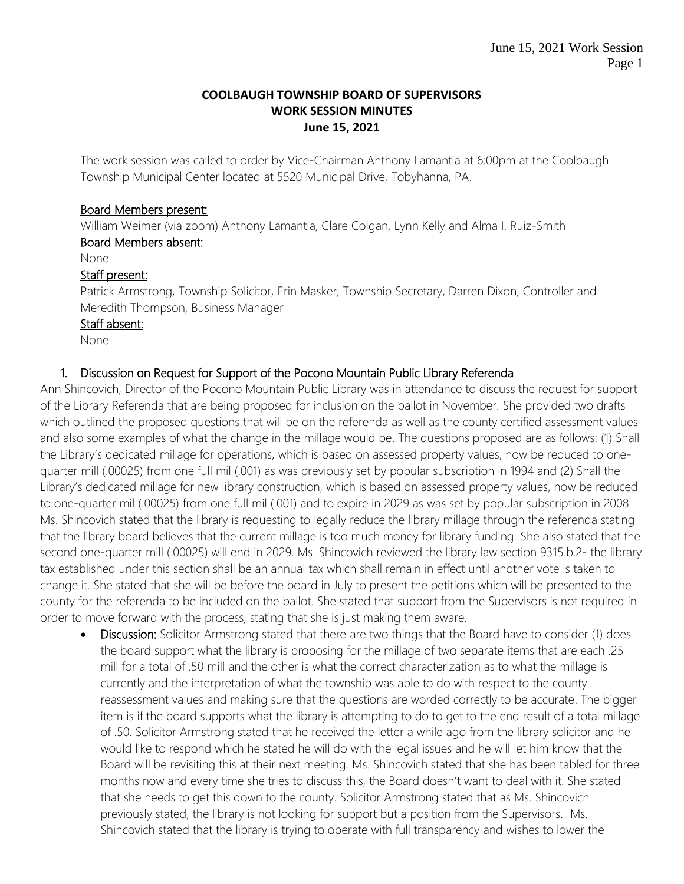# COOLBAUGH TOWNSHIP BOARD OF SUPERVISORS
## WORK SESSION MINUTES
## June 15, 2021

The work session was called to order by Vice-Chairman Anthony Lamantia at 6:00pm at the Coolbaugh Township Municipal Center located at 5520 Municipal Drive, Tobyhanna, PA.

**Board Members present:**
William Weimer (via zoom) Anthony Lamantia, Clare Colgan, Lynn Kelly and Alma I. Ruiz-Smith

**Board Members absent:**
None

**Staff present:**
Patrick Armstrong, Township Solicitor, Erin Masker, Township Secretary, Darren Dixon, Controller and Meredith Thompson, Business Manager

**Staff absent:**
None

1. Discussion on Request for Support of the Pocono Mountain Public Library Referenda

Ann Shincovich, Director of the Pocono Mountain Public Library was in attendance to discuss the request for support of the Library Referenda that are being proposed for inclusion on the ballot in November. She provided two drafts which outlined the proposed questions that will be on the referenda as well as the county certified assessment values and also some examples of what the change in the millage would be. The questions proposed are as follows: (1) Shall the Library's dedicated millage for operations, which is based on assessed property values, now be reduced to one-quarter mill (.00025) from one full mil (.001) as was previously set by popular subscription in 1994 and (2) Shall the Library's dedicated millage for new library construction, which is based on assessed property values, now be reduced to one-quarter mil (.00025) from one full mil (.001) and to expire in 2029 as was set by popular subscription in 2008. Ms. Shincovich stated that the library is requesting to legally reduce the library millage through the referenda stating that the library board believes that the current millage is too much money for library funding. She also stated that the second one-quarter mill (.00025) will end in 2029. Ms. Shincovich reviewed the library law section 9315.b.2- the library tax established under this section shall be an annual tax which shall remain in effect until another vote is taken to change it. She stated that she will be before the board in July to present the petitions which will be presented to the county for the referenda to be included on the ballot. She stated that support from the Supervisors is not required in order to move forward with the process, stating that she is just making them aware.

- **Discussion:** Solicitor Armstrong stated that there are two things that the Board have to consider (1) does the board support what the library is proposing for the millage of two separate items that are each .25 mill for a total of .50 mill and the other is what the correct characterization as to what the millage is currently and the interpretation of what the township was able to do with respect to the county reassessment values and making sure that the questions are worded correctly to be accurate. The bigger item is if the board supports what the library is attempting to do to get to the end result of a total millage of .50. Solicitor Armstrong stated that he received the letter a while ago from the library solicitor and he would like to respond which he stated he will do with the legal issues and he will let him know that the Board will be revisiting this at their next meeting. Ms. Shincovich stated that she has been tabled for three months now and every time she tries to discuss this, the Board doesn't want to deal with it. She stated that she needs to get this down to the county. Solicitor Armstrong stated that as Ms. Shincovich previously stated, the library is not looking for support but a position from the Supervisors. Ms. Shincovich stated that the library is trying to operate with full transparency and wishes to lower the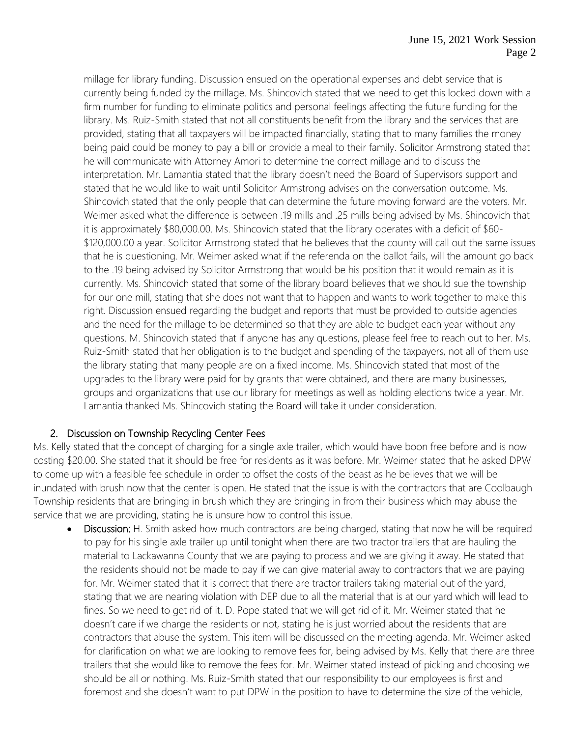millage for library funding. Discussion ensued on the operational expenses and debt service that is currently being funded by the millage. Ms. Shincovich stated that we need to get this locked down with a firm number for funding to eliminate politics and personal feelings affecting the future funding for the library. Ms. Ruiz-Smith stated that not all constituents benefit from the library and the services that are provided, stating that all taxpayers will be impacted financially, stating that to many families the money being paid could be money to pay a bill or provide a meal to their family. Solicitor Armstrong stated that he will communicate with Attorney Amori to determine the correct millage and to discuss the interpretation. Mr. Lamantia stated that the library doesn't need the Board of Supervisors support and stated that he would like to wait until Solicitor Armstrong advises on the conversation outcome. Ms. Shincovich stated that the only people that can determine the future moving forward are the voters. Mr. Weimer asked what the difference is between .19 mills and .25 mills being advised by Ms. Shincovich that it is approximately $80,000.00. Ms. Shincovich stated that the library operates with a deficit of $60-$120,000.00 a year. Solicitor Armstrong stated that he believes that the county will call out the same issues that he is questioning. Mr. Weimer asked what if the referenda on the ballot fails, will the amount go back to the .19 being advised by Solicitor Armstrong that would be his position that it would remain as it is currently. Ms. Shincovich stated that some of the library board believes that we should sue the township for our one mill, stating that she does not want that to happen and wants to work together to make this right. Discussion ensued regarding the budget and reports that must be provided to outside agencies and the need for the millage to be determined so that they are able to budget each year without any questions. M. Shincovich stated that if anyone has any questions, please feel free to reach out to her. Ms. Ruiz-Smith stated that her obligation is to the budget and spending of the taxpayers, not all of them use the library stating that many people are on a fixed income. Ms. Shincovich stated that most of the upgrades to the library were paid for by grants that were obtained, and there are many businesses, groups and organizations that use our library for meetings as well as holding elections twice a year. Mr. Lamantia thanked Ms. Shincovich stating the Board will take it under consideration.

## 2. Discussion on Township Recycling Center Fees

Ms. Kelly stated that the concept of charging for a single axle trailer, which would have boon free before and is now costing $20.00. She stated that it should be free for residents as it was before. Mr. Weimer stated that he asked DPW to come up with a feasible fee schedule in order to offset the costs of the beast as he believes that we will be inundated with brush now that the center is open. He stated that the issue is with the contractors that are Coolbaugh Township residents that are bringing in brush which they are bringing in from their business which may abuse the service that we are providing, stating he is unsure how to control this issue.

- **Discussion:** H. Smith asked how much contractors are being charged, stating that now he will be required to pay for his single axle trailer up until tonight when there are two tractor trailers that are hauling the material to Lackawanna County that we are paying to process and we are giving it away. He stated that the residents should not be made to pay if we can give material away to contractors that we are paying for. Mr. Weimer stated that it is correct that there are tractor trailers taking material out of the yard, stating that we are nearing violation with DEP due to all the material that is at our yard which will lead to fines. So we need to get rid of it. D. Pope stated that we will get rid of it. Mr. Weimer stated that he doesn't care if we charge the residents or not, stating he is just worried about the residents that are contractors that abuse the system. This item will be discussed on the meeting agenda. Mr. Weimer asked for clarification on what we are looking to remove fees for, being advised by Ms. Kelly that there are three trailers that she would like to remove the fees for. Mr. Weimer stated instead of picking and choosing we should be all or nothing. Ms. Ruiz-Smith stated that our responsibility to our employees is first and foremost and she doesn't want to put DPW in the position to have to determine the size of the vehicle,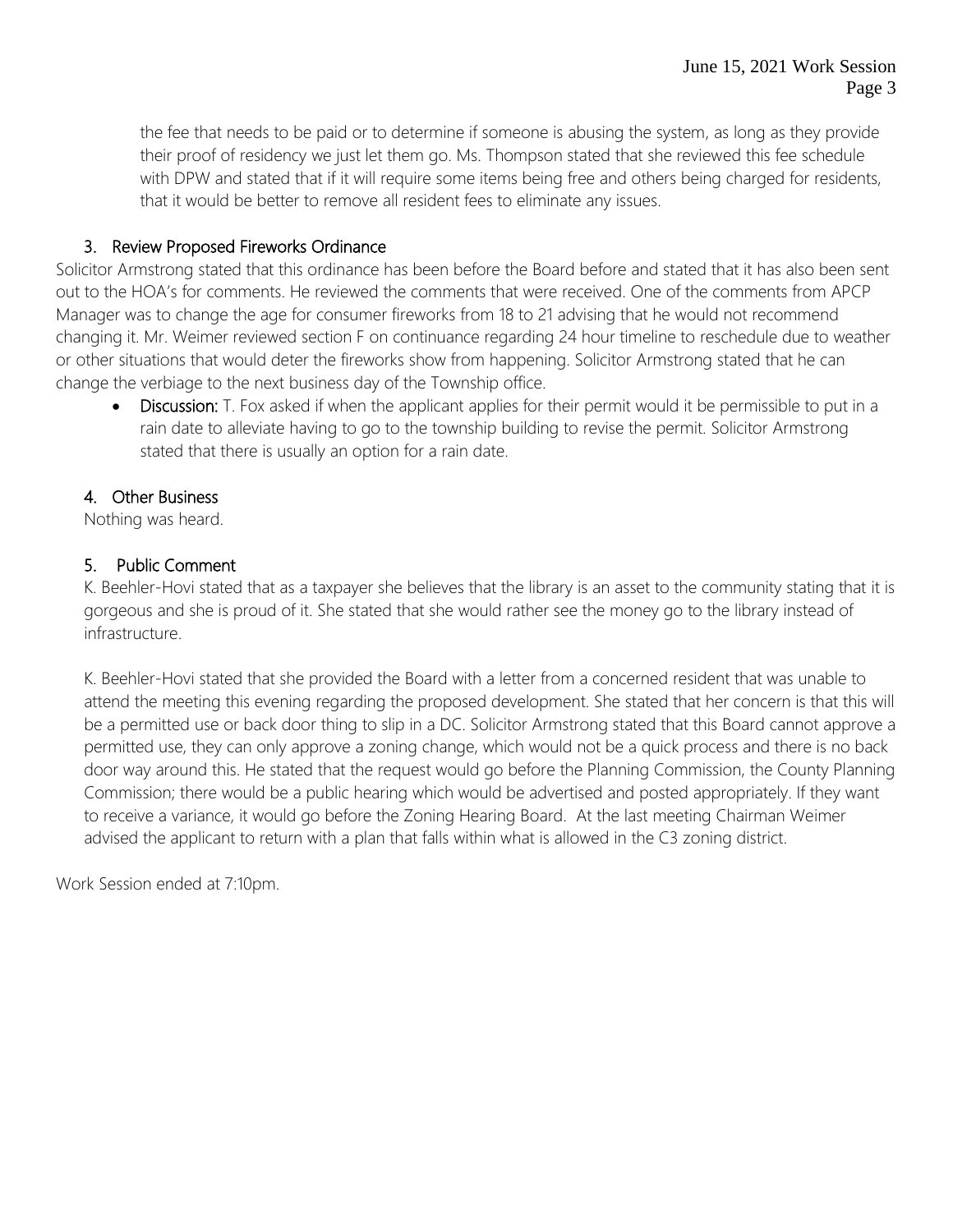the fee that needs to be paid or to determine if someone is abusing the system, as long as they provide their proof of residency we just let them go. Ms. Thompson stated that she reviewed this fee schedule with DPW and stated that if it will require some items being free and others being charged for residents, that it would be better to remove all resident fees to eliminate any issues.

## 3. Review Proposed Fireworks Ordinance

Solicitor Armstrong stated that this ordinance has been before the Board before and stated that it has also been sent out to the HOA's for comments. He reviewed the comments that were received. One of the comments from APCP Manager was to change the age for consumer fireworks from 18 to 21 advising that he would not recommend changing it. Mr. Weimer reviewed section F on continuance regarding 24 hour timeline to reschedule due to weather or other situations that would deter the fireworks show from happening. Solicitor Armstrong stated that he can change the verbiage to the next business day of the Township office.

- **Discussion:** T. Fox asked if when the applicant applies for their permit would it be permissible to put in a rain date to alleviate having to go to the township building to revise the permit. Solicitor Armstrong stated that there is usually an option for a rain date.

## 4. Other Business

Nothing was heard.

## 5. Public Comment

K. Beehler-Hovi stated that as a taxpayer she believes that the library is an asset to the community stating that it is gorgeous and she is proud of it. She stated that she would rather see the money go to the library instead of infrastructure.

K. Beehler-Hovi stated that she provided the Board with a letter from a concerned resident that was unable to attend the meeting this evening regarding the proposed development. She stated that her concern is that this will be a permitted use or back door thing to slip in a DC. Solicitor Armstrong stated that this Board cannot approve a permitted use, they can only approve a zoning change, which would not be a quick process and there is no back door way around this. He stated that the request would go before the Planning Commission, the County Planning Commission; there would be a public hearing which would be advertised and posted appropriately. If they want to receive a variance, it would go before the Zoning Hearing Board. At the last meeting Chairman Weimer advised the applicant to return with a plan that falls within what is allowed in the C3 zoning district.

Work Session ended at 7:10pm.